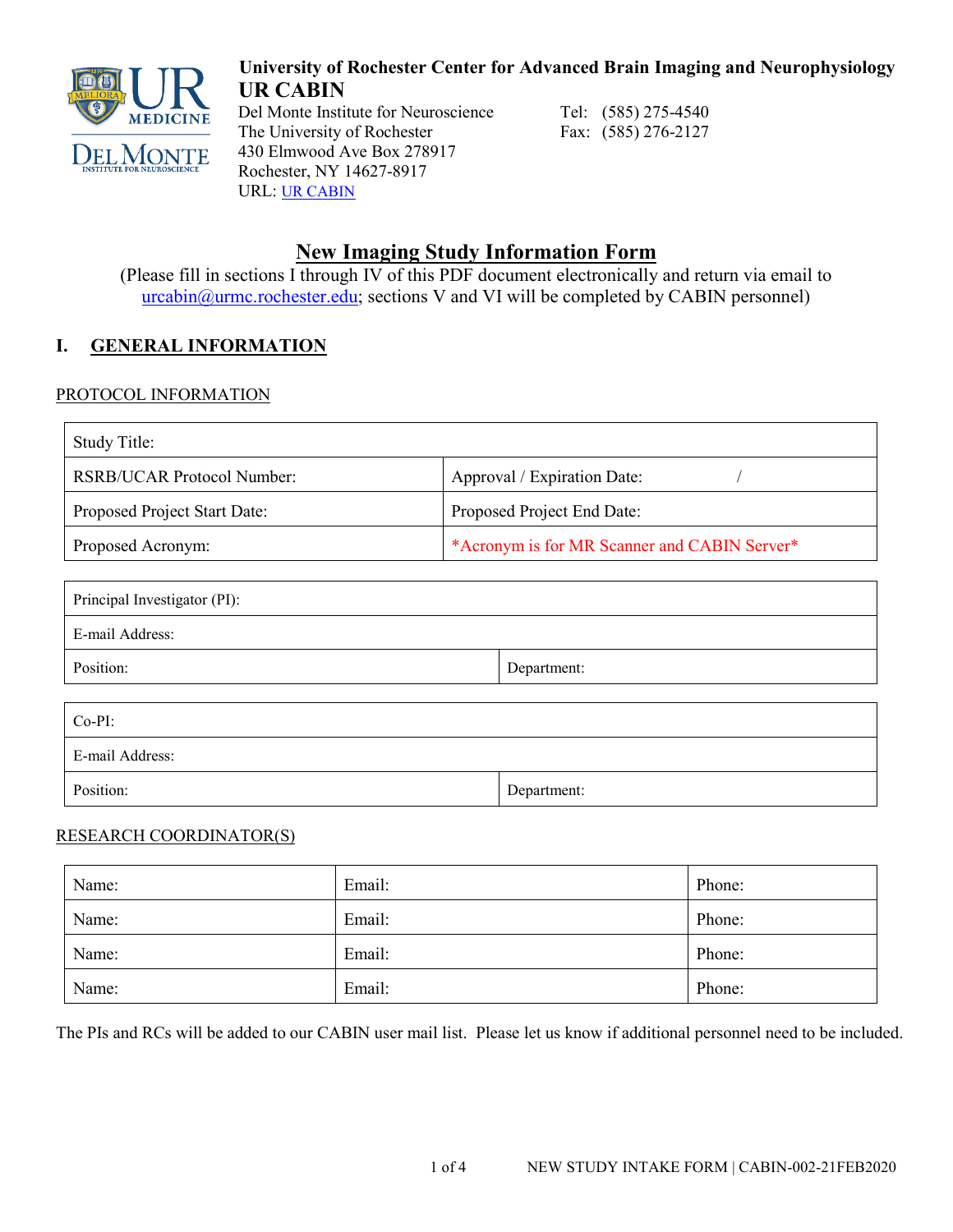**University of Rochester Center for Advanced Brain Imaging and Neurophysiology**
**UR CABIN**
Del Monte Institute for Neuroscience
The University of Rochester
430 Elmwood Ave Box 278917
Rochester, NY 14627-8917
URL: UR CABIN

Tel: (585) 275-4540
Fax: (585) 276-2127

# New Imaging Study Information Form

(Please fill in sections I through IV of this PDF document electronically and return via email to urcabin@urmc.rochester.edu; sections V and VI will be completed by CABIN personnel)

## I. GENERAL INFORMATION

### PROTOCOL INFORMATION

| Study Title: | |
|---|---|
| RSRB/UCAR Protocol Number: | Approval / Expiration Date: / |
| Proposed Project Start Date: | Proposed Project End Date: |
| Proposed Acronym: | *Acronym is for MR Scanner and CABIN Server* |

| Principal Investigator (PI): | |
|---|---|
| E-mail Address: | |
| Position: | Department: |

| Co-PI: | |
|---|---|
| E-mail Address: | |
| Position: | Department: |

### RESEARCH COORDINATOR(S)

| Name: | Email: | Phone: |
|---|---|---|
| Name: | Email: | Phone: |
| Name: | Email: | Phone: |
| Name: | Email: | Phone: |

The PIs and RCs will be added to our CABIN user mail list. Please let us know if additional personnel need to be included.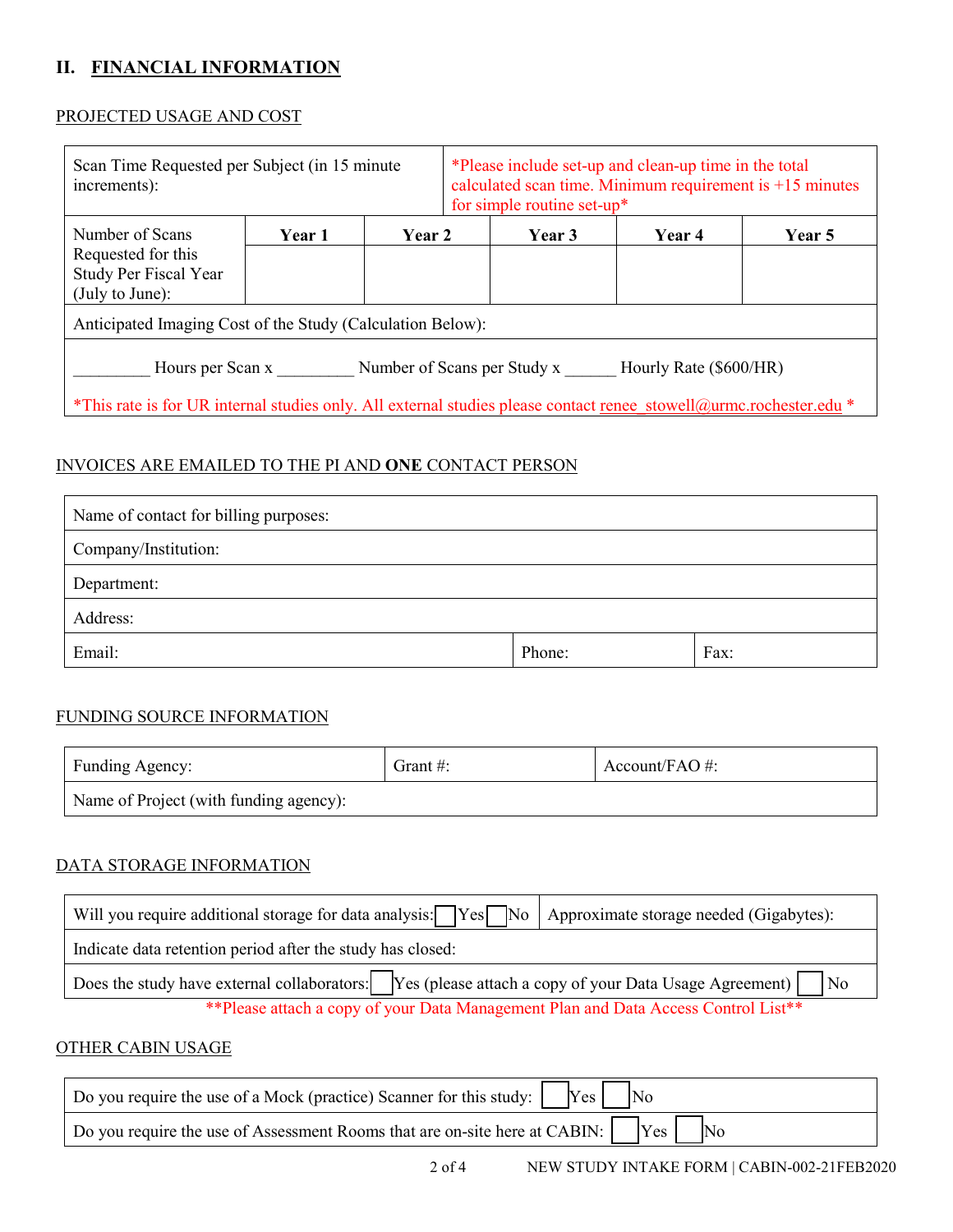## II. FINANCIAL INFORMATION

### PROJECTED USAGE AND COST

| Scan Time Requested per Subject (in 15 minute increments): | | *Please include set-up and clean-up time in the total calculated scan time. Minimum requirement is +15 minutes for simple routine set-up* | | |
|---|---|---|---|---|
| **Number of Scans Requested for this Study Per Fiscal Year (July to June):** | **Year 1** | **Year 2** | **Year 3** | **Year 4** | **Year 5** |
| | | | | | |

Anticipated Imaging Cost of the Study (Calculation Below):

_________ Hours per Scan x _________ Number of Scans per Study x ______ Hourly Rate ($600/HR)

*This rate is for UR internal studies only. All external studies please contact renee_stowell@urmc.rochester.edu *

### INVOICES ARE EMAILED TO THE PI AND **ONE** CONTACT PERSON

| Name of contact for billing purposes: | | |
|---|---|---|
| Company/Institution: | | |
| Department: | | |
| Address: | | |
| Email: | Phone: | Fax: |

### FUNDING SOURCE INFORMATION

| Funding Agency: | Grant #: | Account/FAO #: |
|---|---|---|
| Name of Project (with funding agency): | | |

### DATA STORAGE INFORMATION

| Will you require additional storage for data analysis: ☐ Yes ☐ No | Approximate storage needed (Gigabytes): |
|---|---|
| Indicate data retention period after the study has closed: | |
| Does the study have external collaborators: ☐ Yes (please attach a copy of your Data Usage Agreement) ☐ No | |

**Please attach a copy of your Data Management Plan and Data Access Control List**

### OTHER CABIN USAGE

| Do you require the use of a Mock (practice) Scanner for this study: ☐ Yes ☐ No |
|---|
| Do you require the use of Assessment Rooms that are on-site here at CABIN: ☐ Yes ☐ No |

NEW STUDY INTAKE FORM | CABIN-002-21FEB2020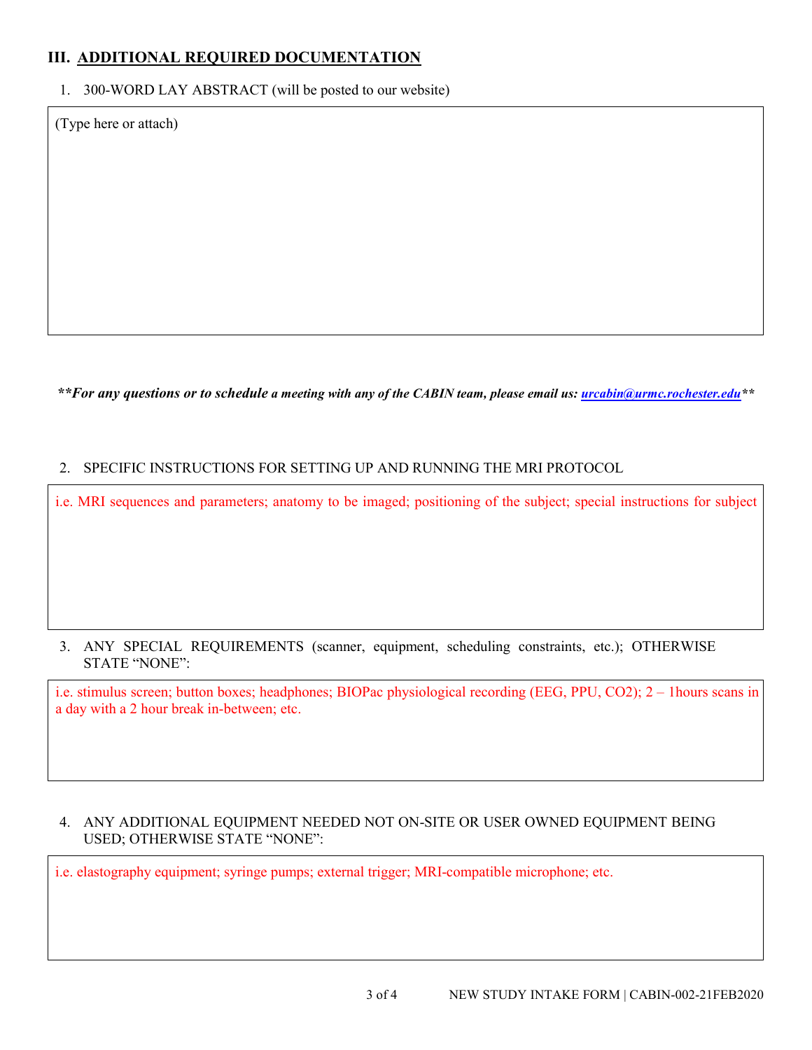## III. ADDITIONAL REQUIRED DOCUMENTATION

1. 300-WORD LAY ABSTRACT (will be posted to our website)

(Type here or attach)

***For any questions or to schedule a meeting with any of the CABIN team, please email us: [urcabin@urmc.rochester.edu](mailto:urcabin@urmc.rochester.edu)***

2. SPECIFIC INSTRUCTIONS FOR SETTING UP AND RUNNING THE MRI PROTOCOL

i.e. MRI sequences and parameters; anatomy to be imaged; positioning of the subject; special instructions for subject

3. ANY SPECIAL REQUIREMENTS (scanner, equipment, scheduling constraints, etc.); OTHERWISE STATE "NONE":

i.e. stimulus screen; button boxes; headphones; BIOPac physiological recording (EEG, PPU, $CO_2$); 2 – 1hours scans in a day with a 2 hour break in-between; etc.

4. ANY ADDITIONAL EQUIPMENT NEEDED NOT ON-SITE OR USER OWNED EQUIPMENT BEING USED; OTHERWISE STATE "NONE":

i.e. elastography equipment; syringe pumps; external trigger; MRI-compatible microphone; etc.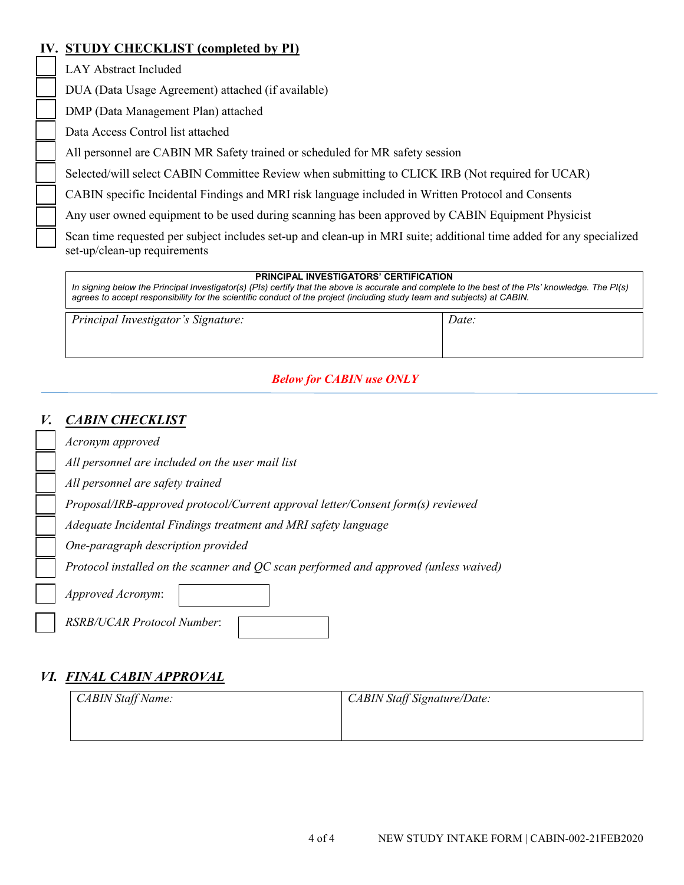## IV. STUDY CHECKLIST (completed by PI)

- ☐ LAY Abstract Included
- ☐ DUA (Data Usage Agreement) attached (if available)
- ☐ DMP (Data Management Plan) attached
- ☐ Data Access Control list attached
- ☐ All personnel are CABIN MR Safety trained or scheduled for MR safety session
- ☐ Selected/will select CABIN Committee Review when submitting to CLICK IRB (Not required for UCAR)
- ☐ CABIN specific Incidental Findings and MRI risk language included in Written Protocol and Consents
- ☐ Any user owned equipment to be used during scanning has been approved by CABIN Equipment Physicist
- ☐ Scan time requested per subject includes set-up and clean-up in MRI suite; additional time added for any specialized set-up/clean-up requirements

**PRINCIPAL INVESTIGATORS' CERTIFICATION**

*In signing below the Principal Investigator(s) (PIs) certify that the above is accurate and complete to the best of the PIs' knowledge. The PI(s) agrees to accept responsibility for the scientific conduct of the project (including study team and subjects) at CABIN.*

| *Principal Investigator's Signature:* | *Date:* |
| --- | --- |
| | |

***Below for CABIN use ONLY***

---

## *V. CABIN CHECKLIST*

- ☐ *Acronym approved*
- ☐ *All personnel are included on the user mail list*
- ☐ *All personnel are safety trained*
- ☐ *Proposal/IRB-approved protocol/Current approval letter/Consent form(s) reviewed*
- ☐ *Adequate Incidental Findings treatment and MRI safety language*
- ☐ *One-paragraph description provided*
- ☐ *Protocol installed on the scanner and QC scan performed and approved (unless waived)*
- ☐ *Approved Acronym*: ________
- ☐ *RSRB/UCAR Protocol Number*: ________

## *VI. FINAL CABIN APPROVAL*

| *CABIN Staff Name:* | *CABIN Staff Signature/Date:* |
| --- | --- |
| | |

NEW STUDY INTAKE FORM | CABIN-002-21FEB2020